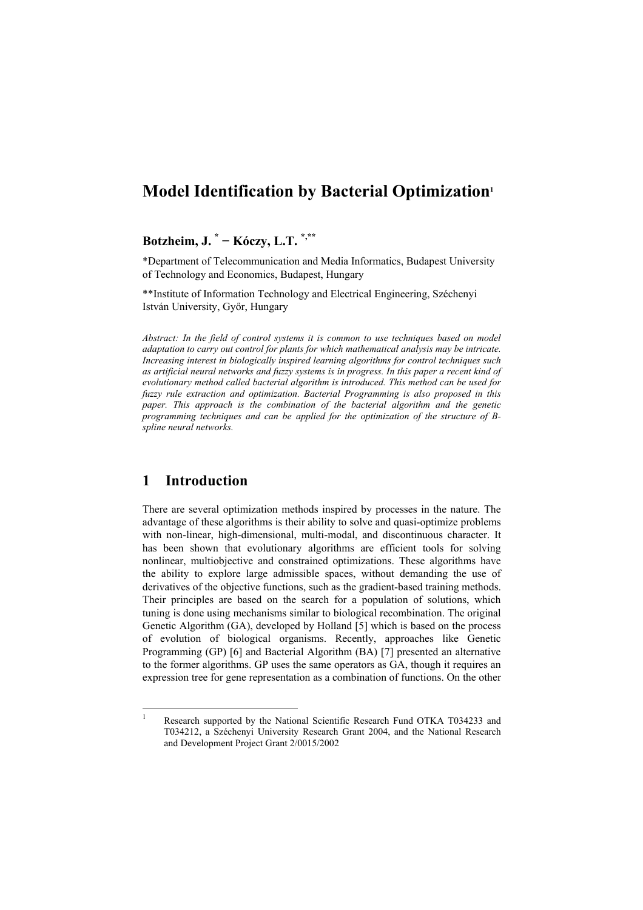# Model Identification by Bacterial Optimization[1]

**Botzheim, J.** [*] **− Kóczy, L.T.** [*,**]

*Department of Telecommunication and Media Informatics, Budapest University of Technology and Economics, Budapest, Hungary

**Institute of Information Technology and Electrical Engineering, Széchenyi István University, Győr, Hungary

*Abstract: In the field of control systems it is common to use techniques based on model adaptation to carry out control for plants for which mathematical analysis may be intricate. Increasing interest in biologically inspired learning algorithms for control techniques such as artificial neural networks and fuzzy systems is in progress. In this paper a recent kind of evolutionary method called bacterial algorithm is introduced. This method can be used for fuzzy rule extraction and optimization. Bacterial Programming is also proposed in this paper. This approach is the combination of the bacterial algorithm and the genetic programming techniques and can be applied for the optimization of the structure of B-spline neural networks.*

## 1 Introduction

There are several optimization methods inspired by processes in the nature. The advantage of these algorithms is their ability to solve and quasi-optimize problems with non-linear, high-dimensional, multi-modal, and discontinuous character. It has been shown that evolutionary algorithms are efficient tools for solving nonlinear, multiobjective and constrained optimizations. These algorithms have the ability to explore large admissible spaces, without demanding the use of derivatives of the objective functions, such as the gradient-based training methods. Their principles are based on the search for a population of solutions, which tuning is done using mechanisms similar to biological recombination. The original Genetic Algorithm (GA), developed by Holland [5] which is based on the process of evolution of biological organisms. Recently, approaches like Genetic Programming (GP) [6] and Bacterial Algorithm (BA) [7] presented an alternative to the former algorithms. GP uses the same operators as GA, though it requires an expression tree for gene representation as a combination of functions. On the other

---

[1] Research supported by the National Scientific Research Fund OTKA T034233 and T034212, a Széchenyi University Research Grant 2004, and the National Research and Development Project Grant 2/0015/2002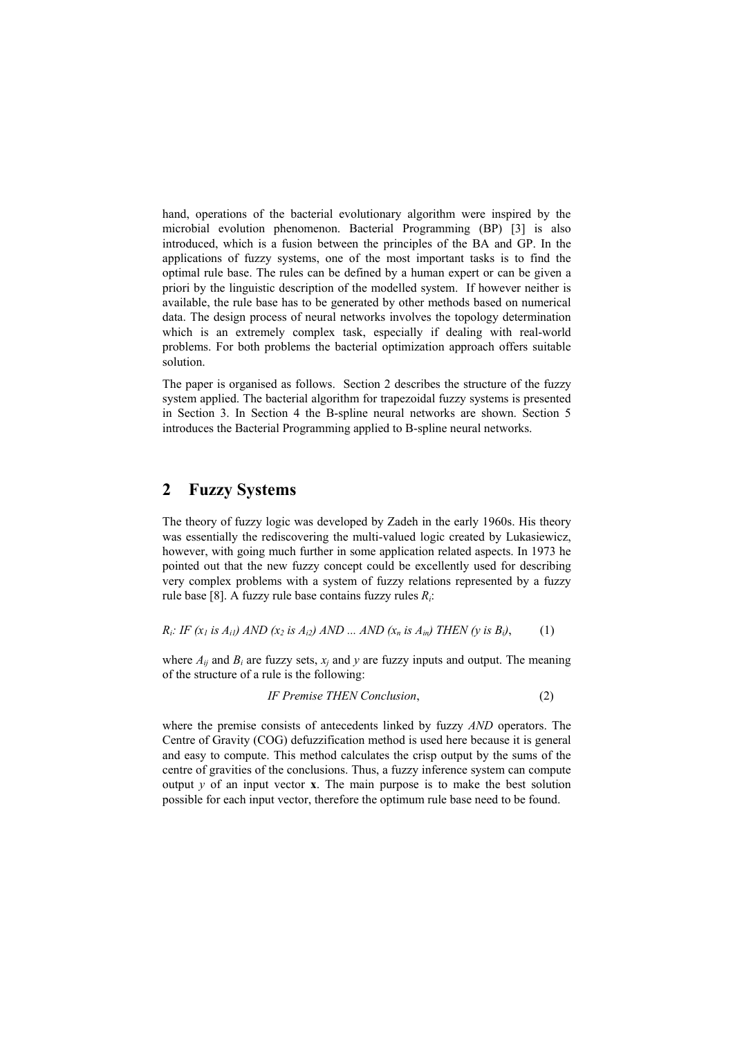hand, operations of the bacterial evolutionary algorithm were inspired by the microbial evolution phenomenon. Bacterial Programming (BP) [3] is also introduced, which is a fusion between the principles of the BA and GP. In the applications of fuzzy systems, one of the most important tasks is to find the optimal rule base. The rules can be defined by a human expert or can be given a priori by the linguistic description of the modelled system. If however neither is available, the rule base has to be generated by other methods based on numerical data. The design process of neural networks involves the topology determination which is an extremely complex task, especially if dealing with real-world problems. For both problems the bacterial optimization approach offers suitable solution.

The paper is organised as follows. Section 2 describes the structure of the fuzzy system applied. The bacterial algorithm for trapezoidal fuzzy systems is presented in Section 3. In Section 4 the B-spline neural networks are shown. Section 5 introduces the Bacterial Programming applied to B-spline neural networks.

## 2 Fuzzy Systems

The theory of fuzzy logic was developed by Zadeh in the early 1960s. His theory was essentially the rediscovering the multi-valued logic created by Lukasiewicz, however, with going much further in some application related aspects. In 1973 he pointed out that the new fuzzy concept could be excellently used for describing very complex problems with a system of fuzzy relations represented by a fuzzy rule base [8]. A fuzzy rule base contains fuzzy rules $R_i$:

$$R_i\text{: IF } (x_1 \text{ is } A_{i1}) \text{ AND } (x_2 \text{ is } A_{i2}) \text{ AND ... AND } (x_n \text{ is } A_{in}) \text{ THEN } (y \text{ is } B_i), \quad (1)$$

where $A_{ij}$ and $B_i$ are fuzzy sets, $x_j$ and $y$ are fuzzy inputs and output. The meaning of the structure of a rule is the following:

$$\textit{IF Premise THEN Conclusion}, \quad (2)$$

where the premise consists of antecedents linked by fuzzy *AND* operators. The Centre of Gravity (COG) defuzzification method is used here because it is general and easy to compute. This method calculates the crisp output by the sums of the centre of gravities of the conclusions. Thus, a fuzzy inference system can compute output $y$ of an input vector $\mathbf{x}$. The main purpose is to make the best solution possible for each input vector, therefore the optimum rule base need to be found.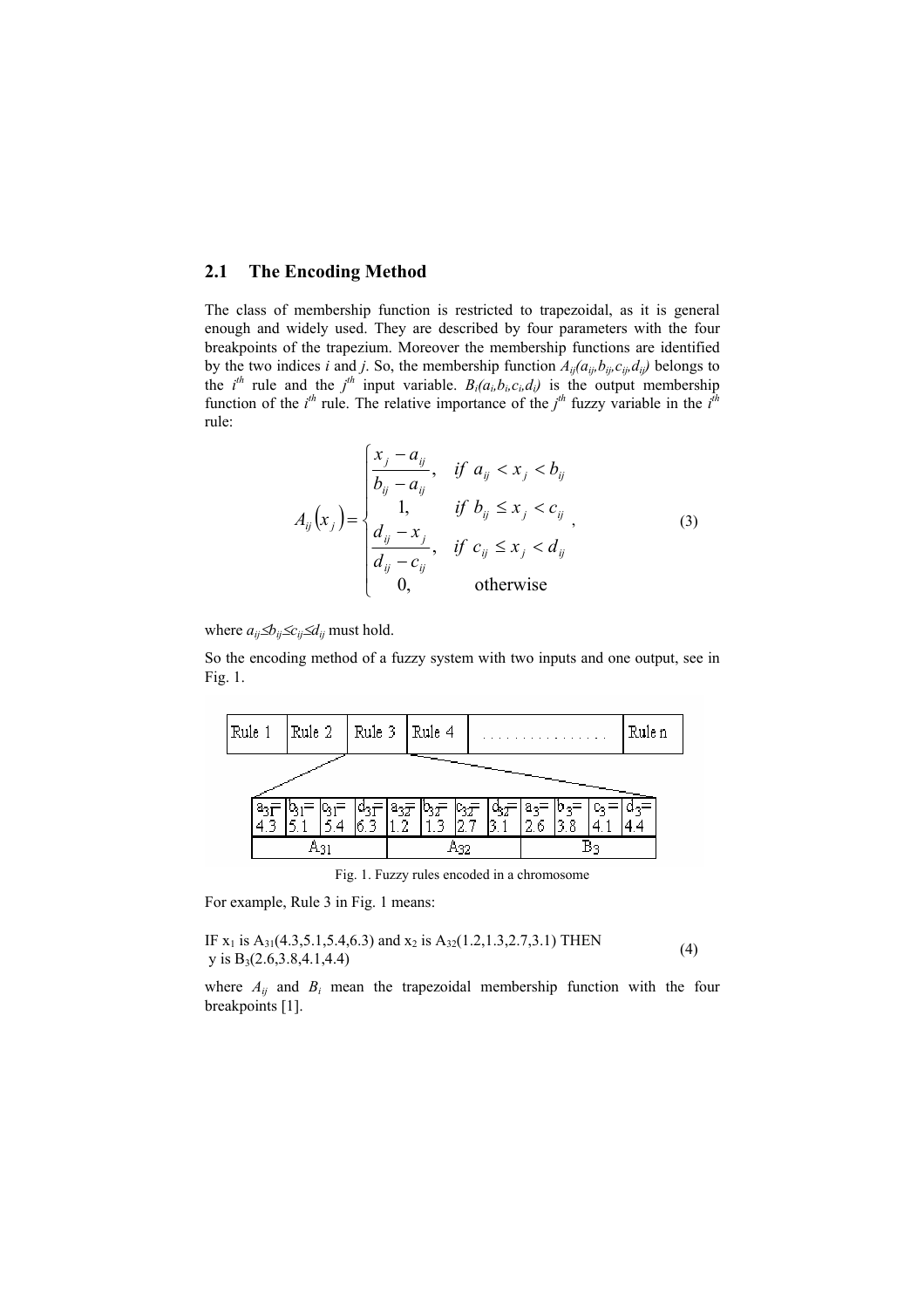## 2.1 The Encoding Method

The class of membership function is restricted to trapezoidal, as it is general enough and widely used. They are described by four parameters with the four breakpoints of the trapezium. Moreover the membership functions are identified by the two indices *i* and *j*. So, the membership function $A_{ij}(a_{ij},b_{ij},c_{ij},d_{ij})$ belongs to the $i^{th}$ rule and the $j^{th}$ input variable. $B_i(a_i,b_i,c_i,d_i)$ is the output membership function of the $i^{th}$ rule. The relative importance of the $j^{th}$ fuzzy variable in the $i^{th}$ rule:

$$A_{ij}\left(x_j\right)=\begin{cases}\dfrac{x_j-a_{ij}}{b_{ij}-a_{ij}}, & if\ a_{ij}<x_j<b_{ij}\\ 1, & if\ b_{ij}\le x_j<c_{ij}\\ \dfrac{d_{ij}-x_j}{d_{ij}-c_{ij}}, & if\ c_{ij}\le x_j<d_{ij}\\ 0, & \text{otherwise}\end{cases}, \tag{3}$$

where $a_{ij}\le b_{ij}\le c_{ij}\le d_{ij}$ must hold.

So the encoding method of a fuzzy system with two inputs and one output, see in Fig. 1.

| Rule 1 | Rule 2 | Rule 3 | Rule 4 | . . . . . . . . . . . . . . . | Rule n |
|---|---|---|---|---|---|

| $a_{31}$= 4.3 | $b_{31}$= 5.1 | $c_{31}$= 5.4 | $d_{31}$= 6.3 | $a_{32}$= 1.2 | $b_{32}$= 1.3 | $c_{32}$= 2.7 | $d_{32}$= 3.1 | $a_3$= 2.6 | $b_3$= 3.8 | $c_3$= 4.1 | $d_3$= 4.4 |
|---|---|---|---|---|---|---|---|---|---|---|---|
| $A_{31}$ | | | | $A_{32}$ | | | | $B_3$ | | | |

Fig. 1. Fuzzy rules encoded in a chromosome

For example, Rule 3 in Fig. 1 means:

IF $x_1$ is $A_{31}(4.3,5.1,5.4,6.3)$ and $x_2$ is $A_{32}(1.2,1.3,2.7,3.1)$ THEN y is $B_3(2.6,3.8,4.1,4.4)$ (4)

where $A_{ij}$ and $B_i$ mean the trapezoidal membership function with the four breakpoints [1].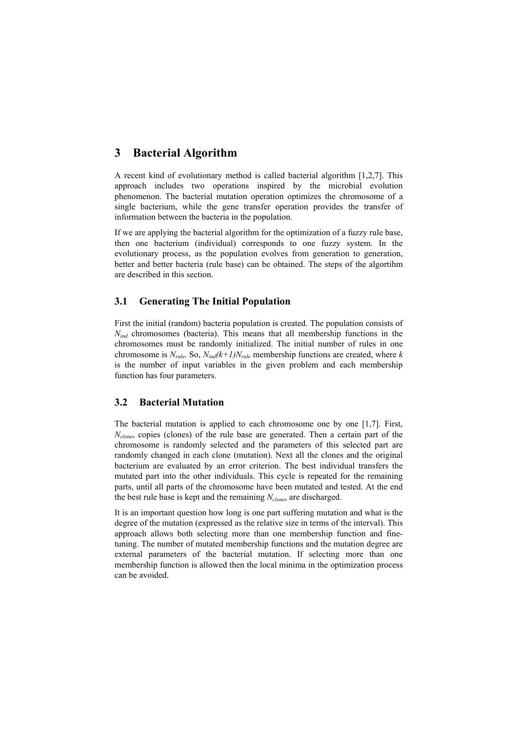# 3 Bacterial Algorithm

A recent kind of evolutionary method is called bacterial algorithm [1,2,7]. This approach includes two operations inspired by the microbial evolution phenomenon. The bacterial mutation operation optimizes the chromosome of a single bacterium, while the gene transfer operation provides the transfer of information between the bacteria in the population.

If we are applying the bacterial algorithm for the optimization of a fuzzy rule base, then one bacterium (individual) corresponds to one fuzzy system. In the evolutionary process, as the population evolves from generation to generation, better and better bacteria (rule base) can be obtained. The steps of the algortihm are described in this section.

## 3.1 Generating The Initial Population

First the initial (random) bacteria population is created. The population consists of $N_{ind}$ chromosomes (bacteria). This means that all membership functions in the chromosomes must be randomly initialized. The initial number of rules in one chromosome is $N_{rule}$. So, $N_{ind}(k+1)N_{rule}$ membership functions are created, where $k$ is the number of input variables in the given problem and each membership function has four parameters.

## 3.2 Bacterial Mutation

The bacterial mutation is applied to each chromosome one by one [1,7]. First, $N_{clones}$ copies (clones) of the rule base are generated. Then a certain part of the chromosome is randomly selected and the parameters of this selected part are randomly changed in each clone (mutation). Next all the clones and the original bacterium are evaluated by an error criterion. The best individual transfers the mutated part into the other individuals. This cycle is repeated for the remaining parts, until all parts of the chromosome have been mutated and tested. At the end the best rule base is kept and the remaining $N_{clones}$ are discharged.

It is an important question how long is one part suffering mutation and what is the degree of the mutation (expressed as the relative size in terms of the interval). This approach allows both selecting more than one membership function and fine-tuning. The number of mutated membership functions and the mutation degree are external parameters of the bacterial mutation. If selecting more than one membership function is allowed then the local minima in the optimization process can be avoided.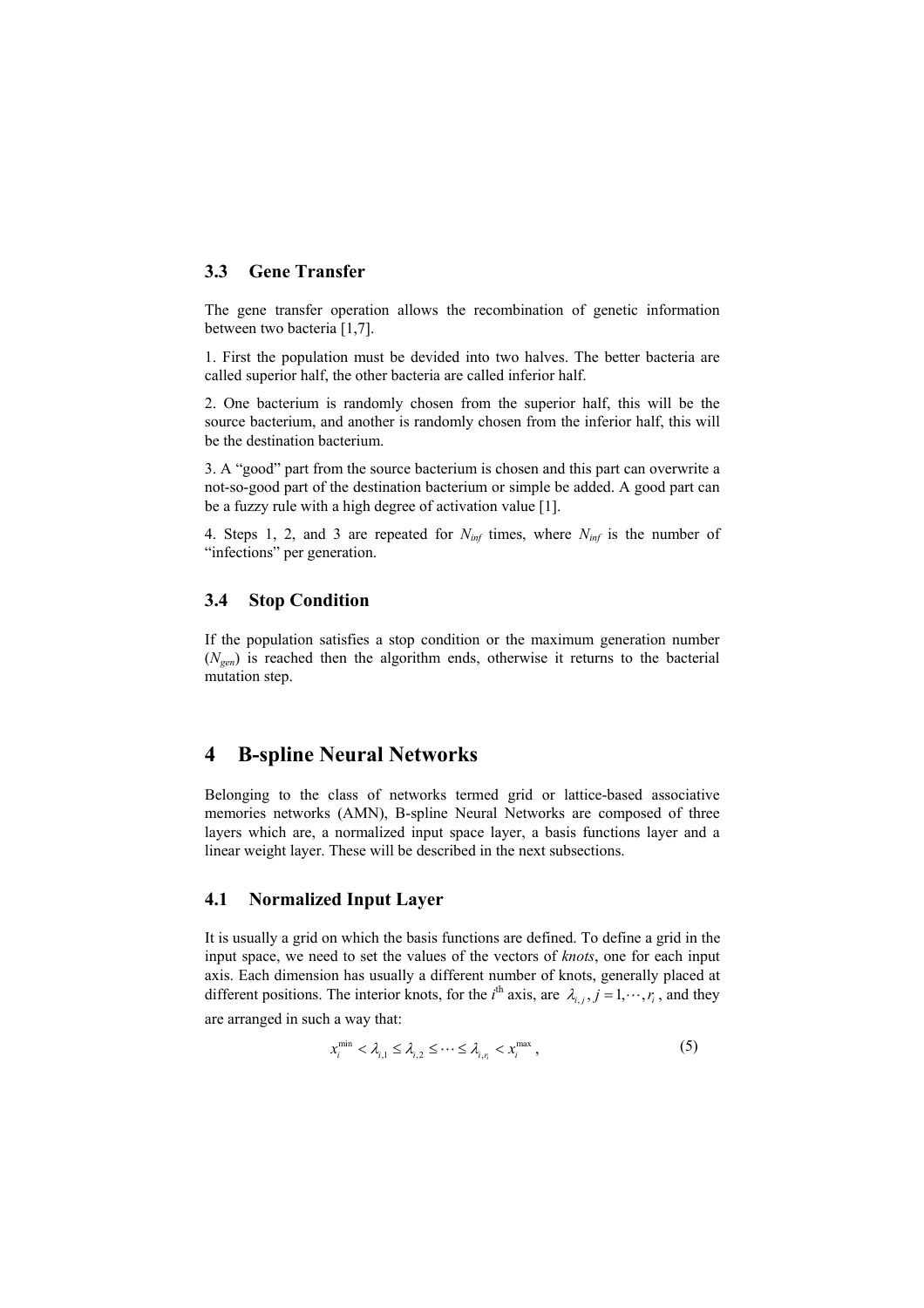### 3.3 Gene Transfer

The gene transfer operation allows the recombination of genetic information between two bacteria [1,7].

1. First the population must be devided into two halves. The better bacteria are called superior half, the other bacteria are called inferior half.

2. One bacterium is randomly chosen from the superior half, this will be the source bacterium, and another is randomly chosen from the inferior half, this will be the destination bacterium.

3. A "good" part from the source bacterium is chosen and this part can overwrite a not-so-good part of the destination bacterium or simple be added. A good part can be a fuzzy rule with a high degree of activation value [1].

4. Steps 1, 2, and 3 are repeated for $N_{inf}$ times, where $N_{inf}$ is the number of "infections" per generation.

### 3.4 Stop Condition

If the population satisfies a stop condition or the maximum generation number ($N_{gen}$) is reached then the algorithm ends, otherwise it returns to the bacterial mutation step.

## 4 B-spline Neural Networks

Belonging to the class of networks termed grid or lattice-based associative memories networks (AMN), B-spline Neural Networks are composed of three layers which are, a normalized input space layer, a basis functions layer and a linear weight layer. These will be described in the next subsections.

### 4.1 Normalized Input Layer

It is usually a grid on which the basis functions are defined. To define a grid in the input space, we need to set the values of the vectors of *knots*, one for each input axis. Each dimension has usually a different number of knots, generally placed at different positions. The interior knots, for the $i^{\text{th}}$ axis, are $\lambda_{i,j}, j = 1, \cdots, r_i$, and they are arranged in such a way that:

$$x_i^{\min} < \lambda_{i,1} \leq \lambda_{i,2} \leq \cdots \leq \lambda_{i,r_i} < x_i^{\max}, \tag{5}$$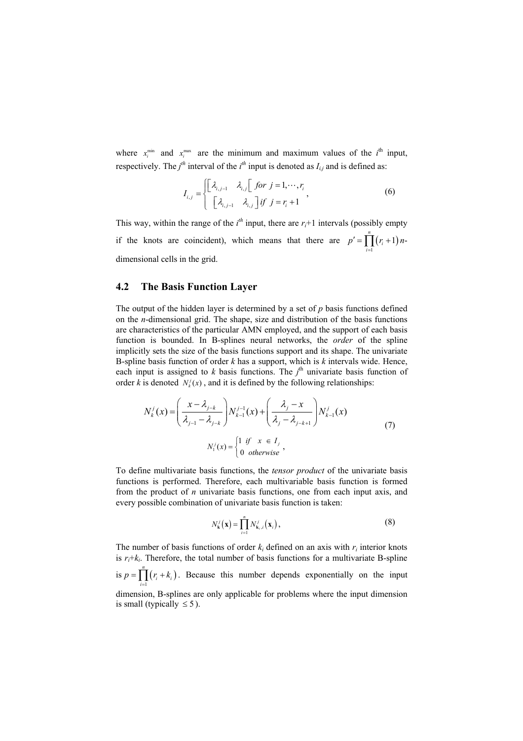where $x_i^{\min}$ and $x_i^{\max}$ are the minimum and maximum values of the $i^{\text{th}}$ input, respectively. The $j^{th}$ interval of the $i^{th}$ input is denoted as $I_{i,j}$ and is defined as:

$$I_{i,j} = \begin{cases} \left[\lambda_{i,j-1} \quad \lambda_{i,j}\right[ \; for \; j = 1, \cdots, r_i \\ \left[\lambda_{i,j-1} \quad \lambda_{i,j}\right] \; if \; j = r_i + 1 \end{cases}, \tag{6}$$

This way, within the range of the $i^{th}$ input, there are $r_i$+1 intervals (possibly empty if the knots are coincident), which means that there are $p' = \prod_{i=1}^{n} (r_i + 1)$ $n$-dimensional cells in the grid.

## 4.2 The Basis Function Layer

The output of the hidden layer is determined by a set of $p$ basis functions defined on the $n$-dimensional grid. The shape, size and distribution of the basis functions are characteristics of the particular AMN employed, and the support of each basis function is bounded. In B-splines neural networks, the *order* of the spline implicitly sets the size of the basis functions support and its shape. The univariate B-spline basis function of order $k$ has a support, which is $k$ intervals wide. Hence, each input is assigned to $k$ basis functions. The $j^{\text{th}}$ univariate basis function of order $k$ is denoted $N_k^j(x)$, and it is defined by the following relationships:

$$N_k^j(x) = \left( \frac{x - \lambda_{j-k}}{\lambda_{j-1} - \lambda_{j-k}} \right) N_{k-1}^{j-1}(x) + \left( \frac{\lambda_j - x}{\lambda_j - \lambda_{j-k+1}} \right) N_{k-1}^{j}(x)$$
$$N_1^j(x) = \begin{cases} 1 \; if \quad x \in I_j \\ 0 \; otherwise \end{cases}, \tag{7}$$

To define multivariate basis functions, the *tensor product* of the univariate basis functions is performed. Therefore, each multivariable basis function is formed from the product of $n$ univariate basis functions, one from each input axis, and every possible combination of univariate basis function is taken:

$$N_{\mathbf{k}}^j(\mathbf{x}) = \prod_{i=1}^{n} N_{\mathbf{k}_i,i}^j(\mathbf{x}_i), \tag{8}$$

The number of basis functions of order $k_i$ defined on an axis with $r_i$ interior knots is $r_i$+$k_i$. Therefore, the total number of basis functions for a multivariate B-spline is $p = \prod_{i=1}^{n} (r_i + k_i)$. Because this number depends exponentially on the input dimension, B-splines are only applicable for problems where the input dimension is small (typically $\leq 5$).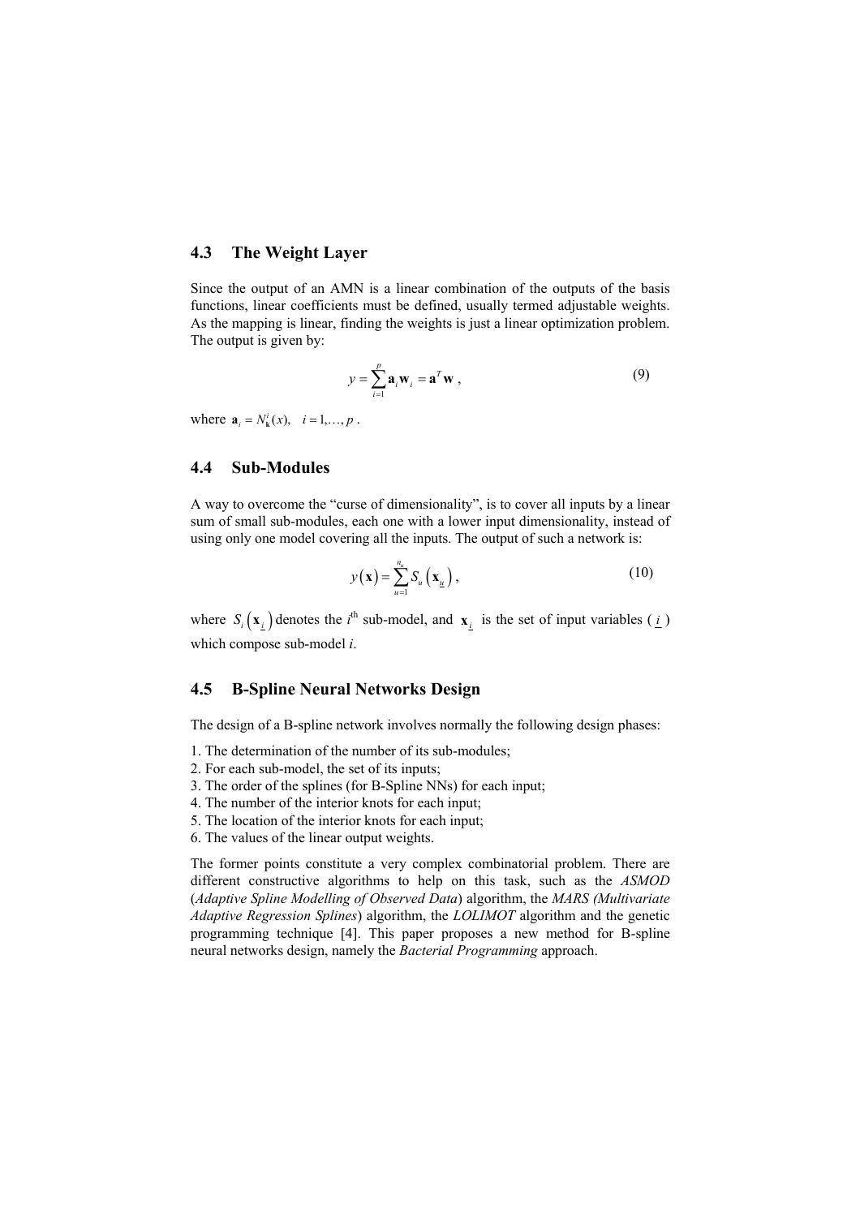## 4.3 The Weight Layer

Since the output of an AMN is a linear combination of the outputs of the basis functions, linear coefficients must be defined, usually termed adjustable weights. As the mapping is linear, finding the weights is just a linear optimization problem. The output is given by:

$$y = \sum_{i=1}^{p} \mathbf{a}_i \mathbf{w}_i = \mathbf{a}^T \mathbf{w} \, , \tag{9}$$

where $\mathbf{a}_i = N_{\mathbf{k}}^{i}(x), \quad i = 1, \ldots, p$ .

## 4.4 Sub-Modules

A way to overcome the "curse of dimensionality", is to cover all inputs by a linear sum of small sub-modules, each one with a lower input dimensionality, instead of using only one model covering all the inputs. The output of such a network is:

$$y(\mathbf{x}) = \sum_{u=1}^{n_u} S_u\left(\mathbf{x}_{\underline{u}}\right), \tag{10}$$

where $S_i\left(\mathbf{x}_{\underline{i}}\right)$ denotes the $i^{\text{th}}$ sub-model, and $\mathbf{x}_{\underline{i}}$ is the set of input variables ( $\underline{i}$ ) which compose sub-model *i*.

## 4.5 B-Spline Neural Networks Design

The design of a B-spline network involves normally the following design phases:

1. The determination of the number of its sub-modules;
2. For each sub-model, the set of its inputs;
3. The order of the splines (for B-Spline NNs) for each input;
4. The number of the interior knots for each input;
5. The location of the interior knots for each input;
6. The values of the linear output weights.

The former points constitute a very complex combinatorial problem. There are different constructive algorithms to help on this task, such as the *ASMOD* (*Adaptive Spline Modelling of Observed Data*) algorithm, the *MARS (Multivariate Adaptive Regression Splines*) algorithm, the *LOLIMOT* algorithm and the genetic programming technique [4]. This paper proposes a new method for B-spline neural networks design, namely the *Bacterial Programming* approach.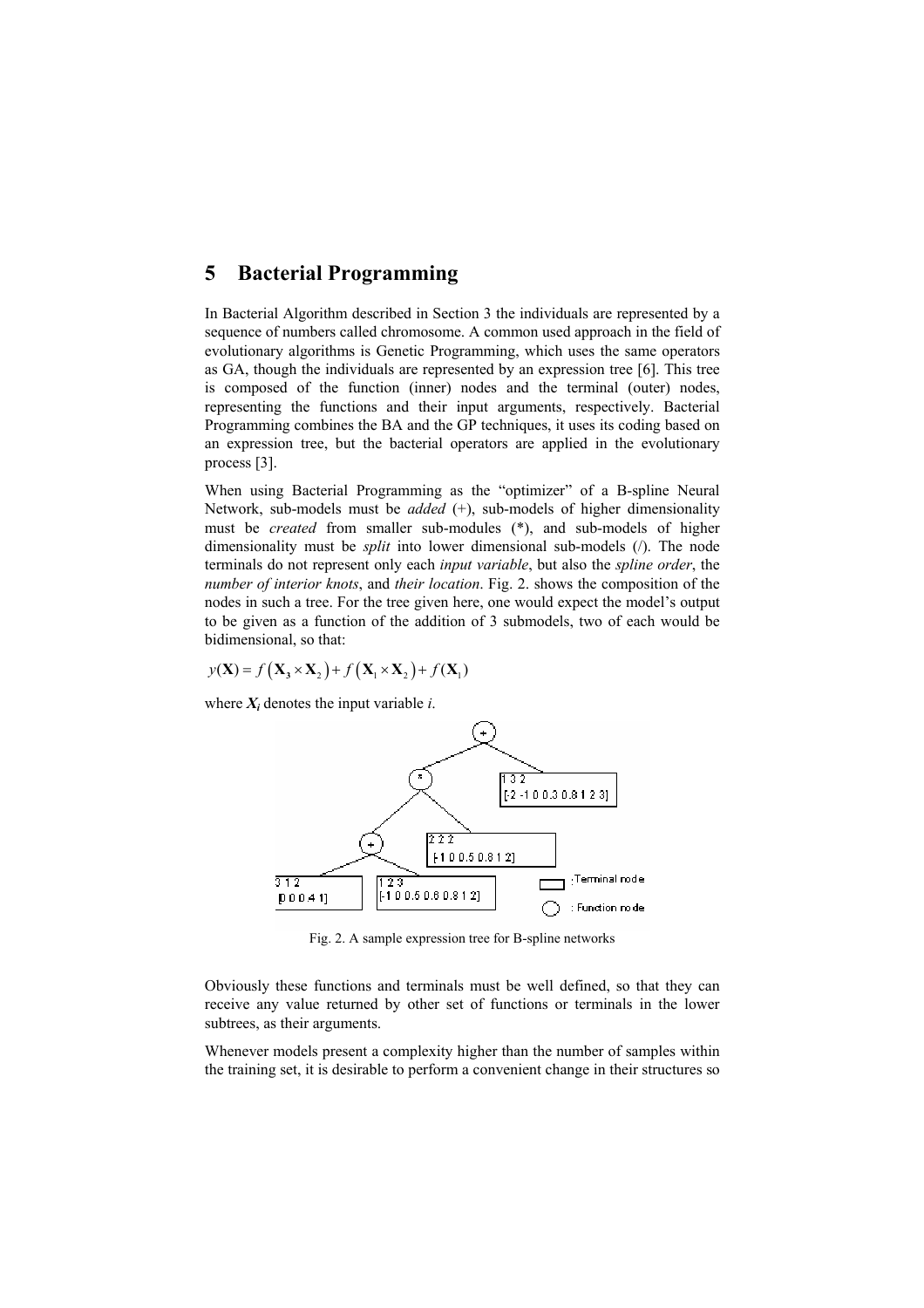## 5 Bacterial Programming

In Bacterial Algorithm described in Section 3 the individuals are represented by a sequence of numbers called chromosome. A common used approach in the field of evolutionary algorithms is Genetic Programming, which uses the same operators as GA, though the individuals are represented by an expression tree [6]. This tree is composed of the function (inner) nodes and the terminal (outer) nodes, representing the functions and their input arguments, respectively. Bacterial Programming combines the BA and the GP techniques, it uses its coding based on an expression tree, but the bacterial operators are applied in the evolutionary process [3].

When using Bacterial Programming as the "optimizer" of a B-spline Neural Network, sub-models must be *added* (+), sub-models of higher dimensionality must be *created* from smaller sub-modules (*), and sub-models of higher dimensionality must be *split* into lower dimensional sub-models (/). The node terminals do not represent only each *input variable*, but also the *spline order*, the *number of interior knots*, and *their location*. Fig. 2. shows the composition of the nodes in such a tree. For the tree given here, one would expect the model's output to be given as a function of the addition of 3 submodels, two of each would be bidimensional, so that:

$$y(\mathbf{X}) = f\left(\mathbf{X}_3 \times \mathbf{X}_2\right) + f\left(\mathbf{X}_1 \times \mathbf{X}_2\right) + f(\mathbf{X}_1)$$

where $\boldsymbol{X_i}$ denotes the input variable *i*.

Fig. 2. A sample expression tree for B-spline networks

Obviously these functions and terminals must be well defined, so that they can receive any value returned by other set of functions or terminals in the lower subtrees, as their arguments.

Whenever models present a complexity higher than the number of samples within the training set, it is desirable to perform a convenient change in their structures so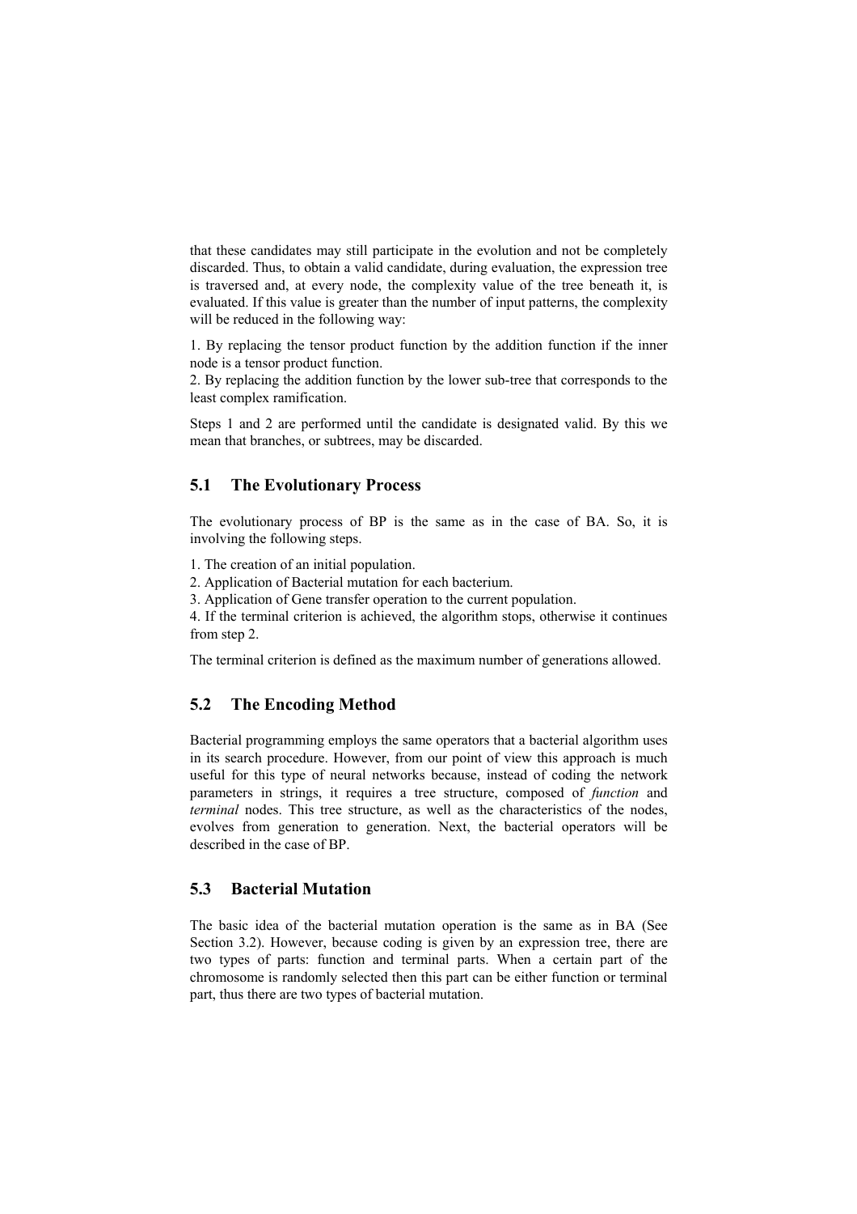that these candidates may still participate in the evolution and not be completely discarded. Thus, to obtain a valid candidate, during evaluation, the expression tree is traversed and, at every node, the complexity value of the tree beneath it, is evaluated. If this value is greater than the number of input patterns, the complexity will be reduced in the following way:

1. By replacing the tensor product function by the addition function if the inner node is a tensor product function.
2. By replacing the addition function by the lower sub-tree that corresponds to the least complex ramification.

Steps 1 and 2 are performed until the candidate is designated valid. By this we mean that branches, or subtrees, may be discarded.

## 5.1 The Evolutionary Process

The evolutionary process of BP is the same as in the case of BA. So, it is involving the following steps.

1. The creation of an initial population.
2. Application of Bacterial mutation for each bacterium.
3. Application of Gene transfer operation to the current population.
4. If the terminal criterion is achieved, the algorithm stops, otherwise it continues from step 2.

The terminal criterion is defined as the maximum number of generations allowed.

## 5.2 The Encoding Method

Bacterial programming employs the same operators that a bacterial algorithm uses in its search procedure. However, from our point of view this approach is much useful for this type of neural networks because, instead of coding the network parameters in strings, it requires a tree structure, composed of *function* and *terminal* nodes. This tree structure, as well as the characteristics of the nodes, evolves from generation to generation. Next, the bacterial operators will be described in the case of BP.

## 5.3 Bacterial Mutation

The basic idea of the bacterial mutation operation is the same as in BA (See Section 3.2). However, because coding is given by an expression tree, there are two types of parts: function and terminal parts. When a certain part of the chromosome is randomly selected then this part can be either function or terminal part, thus there are two types of bacterial mutation.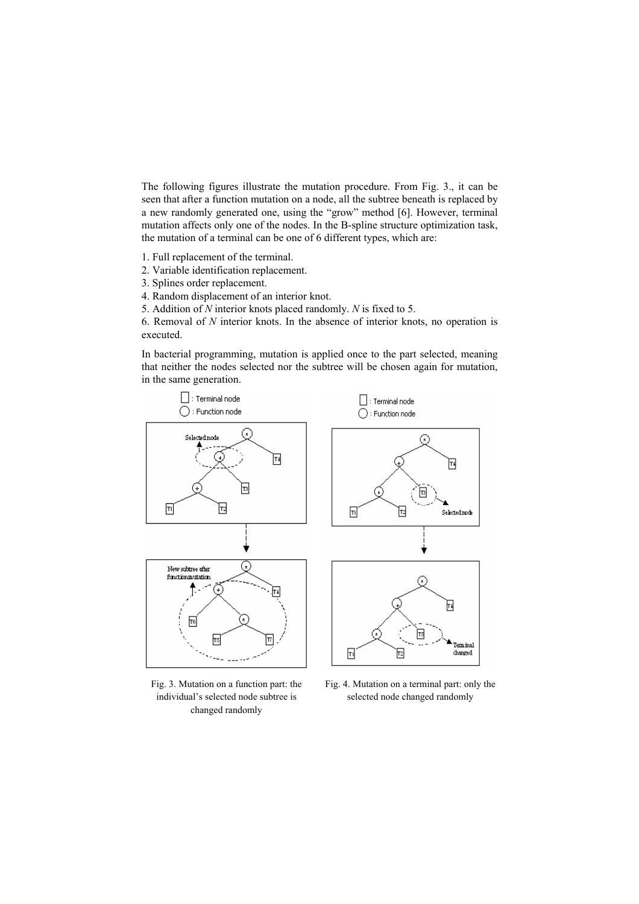The following figures illustrate the mutation procedure. From Fig. 3., it can be seen that after a function mutation on a node, all the subtree beneath is replaced by a new randomly generated one, using the "grow" method [6]. However, terminal mutation affects only one of the nodes. In the B-spline structure optimization task, the mutation of a terminal can be one of 6 different types, which are:

1. Full replacement of the terminal.
2. Variable identification replacement.
3. Splines order replacement.
4. Random displacement of an interior knot.
5. Addition of *N* interior knots placed randomly. *N* is fixed to 5.
6. Removal of *N* interior knots. In the absence of interior knots, no operation is executed.

In bacterial programming, mutation is applied once to the part selected, meaning that neither the nodes selected nor the subtree will be chosen again for mutation, in the same generation.

Fig. 3. Mutation on a function part: the individual's selected node subtree is changed randomly

Fig. 4. Mutation on a terminal part: only the selected node changed randomly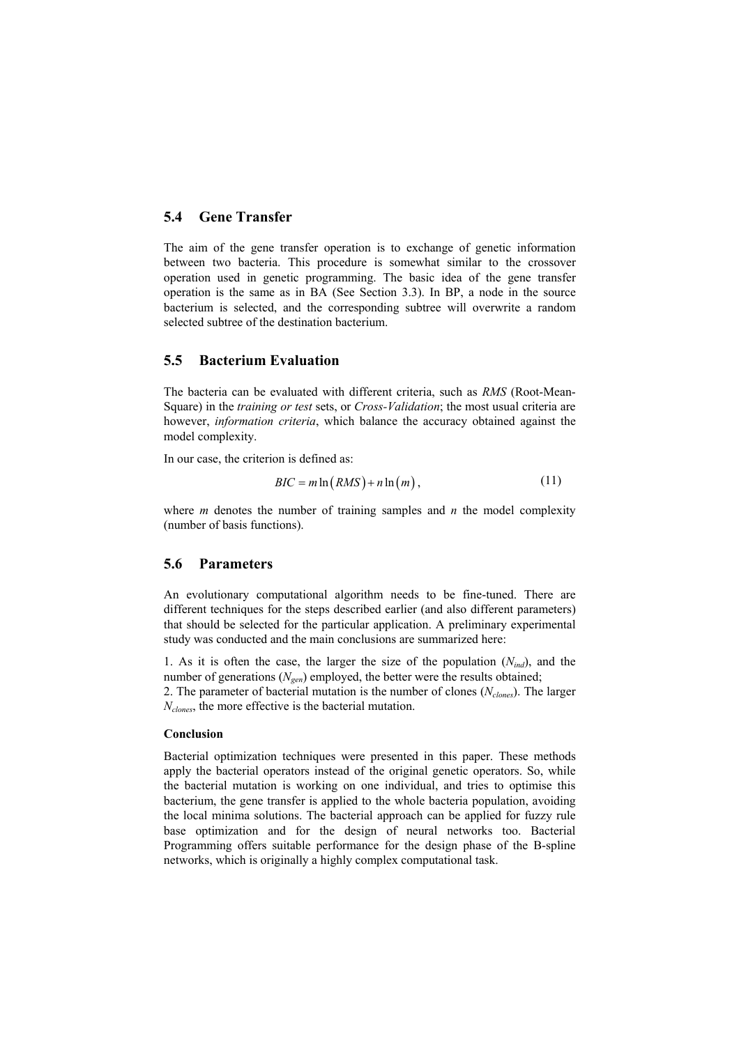## 5.4 Gene Transfer

The aim of the gene transfer operation is to exchange of genetic information between two bacteria. This procedure is somewhat similar to the crossover operation used in genetic programming. The basic idea of the gene transfer operation is the same as in BA (See Section 3.3). In BP, a node in the source bacterium is selected, and the corresponding subtree will overwrite a random selected subtree of the destination bacterium.

## 5.5 Bacterium Evaluation

The bacteria can be evaluated with different criteria, such as *RMS* (Root-Mean-Square) in the *training or test* sets, or *Cross-Validation*; the most usual criteria are however, *information criteria*, which balance the accuracy obtained against the model complexity.

In our case, the criterion is defined as:

$$BIC = m \ln\left(RMS\right) + n \ln\left(m\right), \tag{11}$$

where $m$ denotes the number of training samples and $n$ the model complexity (number of basis functions).

## 5.6 Parameters

An evolutionary computational algorithm needs to be fine-tuned. There are different techniques for the steps described earlier (and also different parameters) that should be selected for the particular application. A preliminary experimental study was conducted and the main conclusions are summarized here:

1. As it is often the case, the larger the size of the population ($N_{ind}$), and the number of generations ($N_{gen}$) employed, the better were the results obtained;
2. The parameter of bacterial mutation is the number of clones ($N_{clones}$). The larger $N_{clones}$, the more effective is the bacterial mutation.

#### Conclusion

Bacterial optimization techniques were presented in this paper. These methods apply the bacterial operators instead of the original genetic operators. So, while the bacterial mutation is working on one individual, and tries to optimise this bacterium, the gene transfer is applied to the whole bacteria population, avoiding the local minima solutions. The bacterial approach can be applied for fuzzy rule base optimization and for the design of neural networks too. Bacterial Programming offers suitable performance for the design phase of the B-spline networks, which is originally a highly complex computational task.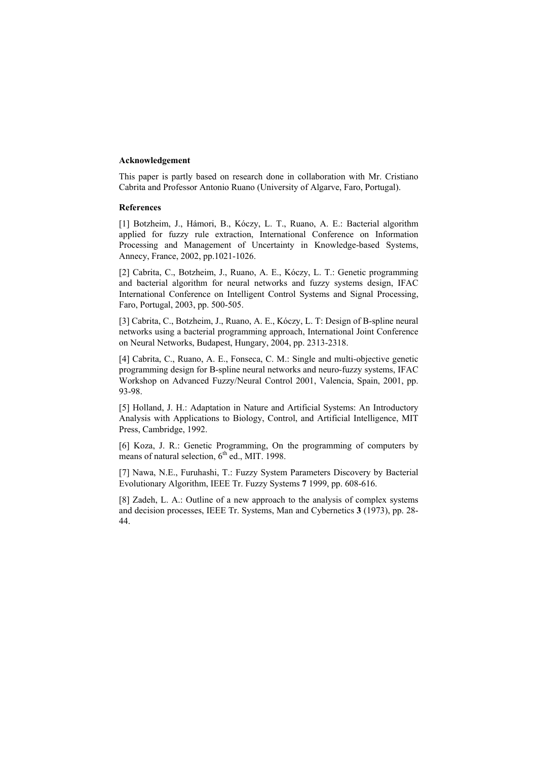**Acknowledgement**

This paper is partly based on research done in collaboration with Mr. Cristiano Cabrita and Professor Antonio Ruano (University of Algarve, Faro, Portugal).

**References**

[1] Botzheim, J., Hámori, B., Kóczy, L. T., Ruano, A. E.: Bacterial algorithm applied for fuzzy rule extraction, International Conference on Information Processing and Management of Uncertainty in Knowledge-based Systems, Annecy, France, 2002, pp.1021-1026.

[2] Cabrita, C., Botzheim, J., Ruano, A. E., Kóczy, L. T.: Genetic programming and bacterial algorithm for neural networks and fuzzy systems design, IFAC International Conference on Intelligent Control Systems and Signal Processing, Faro, Portugal, 2003, pp. 500-505.

[3] Cabrita, C., Botzheim, J., Ruano, A. E., Kóczy, L. T: Design of B-spline neural networks using a bacterial programming approach, International Joint Conference on Neural Networks, Budapest, Hungary, 2004, pp. 2313-2318.

[4] Cabrita, C., Ruano, A. E., Fonseca, C. M.: Single and multi-objective genetic programming design for B-spline neural networks and neuro-fuzzy systems, IFAC Workshop on Advanced Fuzzy/Neural Control 2001, Valencia, Spain, 2001, pp. 93-98.

[5] Holland, J. H.: Adaptation in Nature and Artificial Systems: An Introductory Analysis with Applications to Biology, Control, and Artificial Intelligence, MIT Press, Cambridge, 1992.

[6] Koza, J. R.: Genetic Programming, On the programming of computers by means of natural selection, 6th ed., MIT. 1998.

[7] Nawa, N.E., Furuhashi, T.: Fuzzy System Parameters Discovery by Bacterial Evolutionary Algorithm, IEEE Tr. Fuzzy Systems **7** 1999, pp. 608-616.

[8] Zadeh, L. A.: Outline of a new approach to the analysis of complex systems and decision processes, IEEE Tr. Systems, Man and Cybernetics **3** (1973), pp. 28-44.